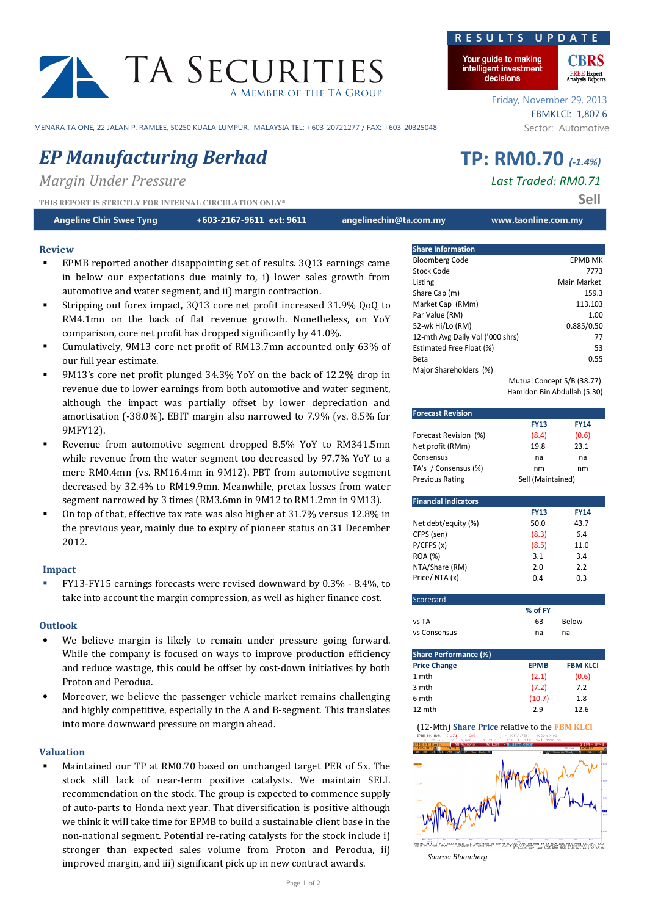# TA SECURITIES

A MEMBER OF THE TA GROUP

MENARA TA ONE, 22 JALAN P. RAMLEE, 50250 KUALA LUMPUR, MALAYSIA TEL: +603-20721277 / FAX: +603-20325048

**RESULTS UPDATE**

Your guide to making intelligent investment decisions

Friday, November 29, 2013

FBMKLCI: 1,807.6

Sector: Automotive

# *EP Manufacturing Berhad*

## *Margin Under Pressure*

THIS REPORT IS STRICTLY FOR INTERNAL CIRCULATION ONLY*

**TP: RM0.70** *(-1.4%)*

*Last Traded: RM0.71*

**Sell**

**Angeline Chin Swee Tyng** | **+603-2167-9611 ext: 9611** | **angelinechin@ta.com.my** | **www.taonline.com.my**

### Review

- EPMB reported another disappointing set of results. 3Q13 earnings came in below our expectations due mainly to, i) lower sales growth from automotive and water segment, and ii) margin contraction.
- Stripping out forex impact, 3Q13 core net profit increased 31.9% QoQ to RM4.1mn on the back of flat revenue growth. Nonetheless, on YoY comparison, core net profit has dropped significantly by 41.0%.
- Cumulatively, 9M13 core net profit of RM13.7mn accounted only 63% of our full year estimate.
- 9M13's core net profit plunged 34.3% YoY on the back of 12.2% drop in revenue due to lower earnings from both automotive and water segment, although the impact was partially offset by lower depreciation and amortisation (-38.0%). EBIT margin also narrowed to 7.9% (vs. 8.5% for 9MFY12).
- Revenue from automotive segment dropped 8.5% YoY to RM341.5mn while revenue from the water segment too decreased by 97.7% YoY to a mere RM0.4mn (vs. RM16.4mn in 9M12). PBT from automotive segment decreased by 32.4% to RM19.9mn. Meanwhile, pretax losses from water segment narrowed by 3 times (RM3.6mn in 9M12 to RM1.2mn in 9M13).
- On top of that, effective tax rate was also higher at 31.7% versus 12.8% in the previous year, mainly due to expiry of pioneer status on 31 December 2012.

### Impact

- FY13-FY15 earnings forecasts were revised downward by 0.3% - 8.4%, to take into account the margin compression, as well as higher finance cost.

### Outlook

- We believe margin is likely to remain under pressure going forward. While the company is focused on ways to improve production efficiency and reduce wastage, this could be offset by cost-down initiatives by both Proton and Perodua.
- Moreover, we believe the passenger vehicle market remains challenging and highly competitive, especially in the A and B-segment. This translates into more downward pressure on margin ahead.

### Valuation

- Maintained our TP at RM0.70 based on unchanged target PER of 5x. The stock still lack of near-term positive catalysts. We maintain SELL recommendation on the stock. The group is expected to commence supply of auto-parts to Honda next year. That diversification is positive although we think it will take time for EPMB to build a sustainable client base in the non-national segment. Potential re-rating catalysts for the stock include i) stronger than expected sales volume from Proton and Perodua, ii) improved margin, and iii) significant pick up in new contract awards.

| Share Information | |
|---|---|
| Bloomberg Code | EPMB MK |
| Stock Code | 7773 |
| Listing | Main Market |
| Share Cap (m) | 159.3 |
| Market Cap (RMm) | 113.103 |
| Par Value (RM) | 1.00 |
| 52-wk Hi/Lo (RM) | 0.885/0.50 |
| 12-mth Avg Daily Vol ('000 shrs) | 77 |
| Estimated Free Float (%) | 53 |
| Beta | 0.55 |
| Major Shareholders (%) | |
| | Mutual Concept S/B (38.77) |
| | Hamidon Bin Abdullah (5.30) |

| Forecast Revision | FY13 | FY14 |
|---|---|---|
| Forecast Revision (%) | (8.4) | (0.6) |
| Net profit (RMm) | 19.8 | 23.1 |
| Consensus | na | na |
| TA's / Consensus (%) | nm | nm |
| Previous Rating | Sell (Maintained) | |

| Financial Indicators | FY13 | FY14 |
|---|---|---|
| Net debt/equity (%) | 50.0 | 43.7 |
| CFPS (sen) | (8.3) | 6.4 |
| P/CFPS (x) | (8.5) | 11.0 |
| ROA (%) | 3.1 | 3.4 |
| NTA/Share (RM) | 2.0 | 2.2 |
| Price/ NTA (x) | 0.4 | 0.3 |

| Scorecard | % of FY | |
|---|---|---|
| vs TA | 63 | Below |
| vs Consensus | na | na |

| Share Performance (%) | | |
|---|---|---|
| Price Change | EPMB | FBM KLCI |
| 1 mth | (2.1) | (0.6) |
| 3 mth | (7.2) | 7.2 |
| 6 mth | (10.7) | 1.8 |
| 12 mth | 2.9 | 12.6 |

(12-Mth) Share Price relative to the FBM KLCI

Source: Bloomberg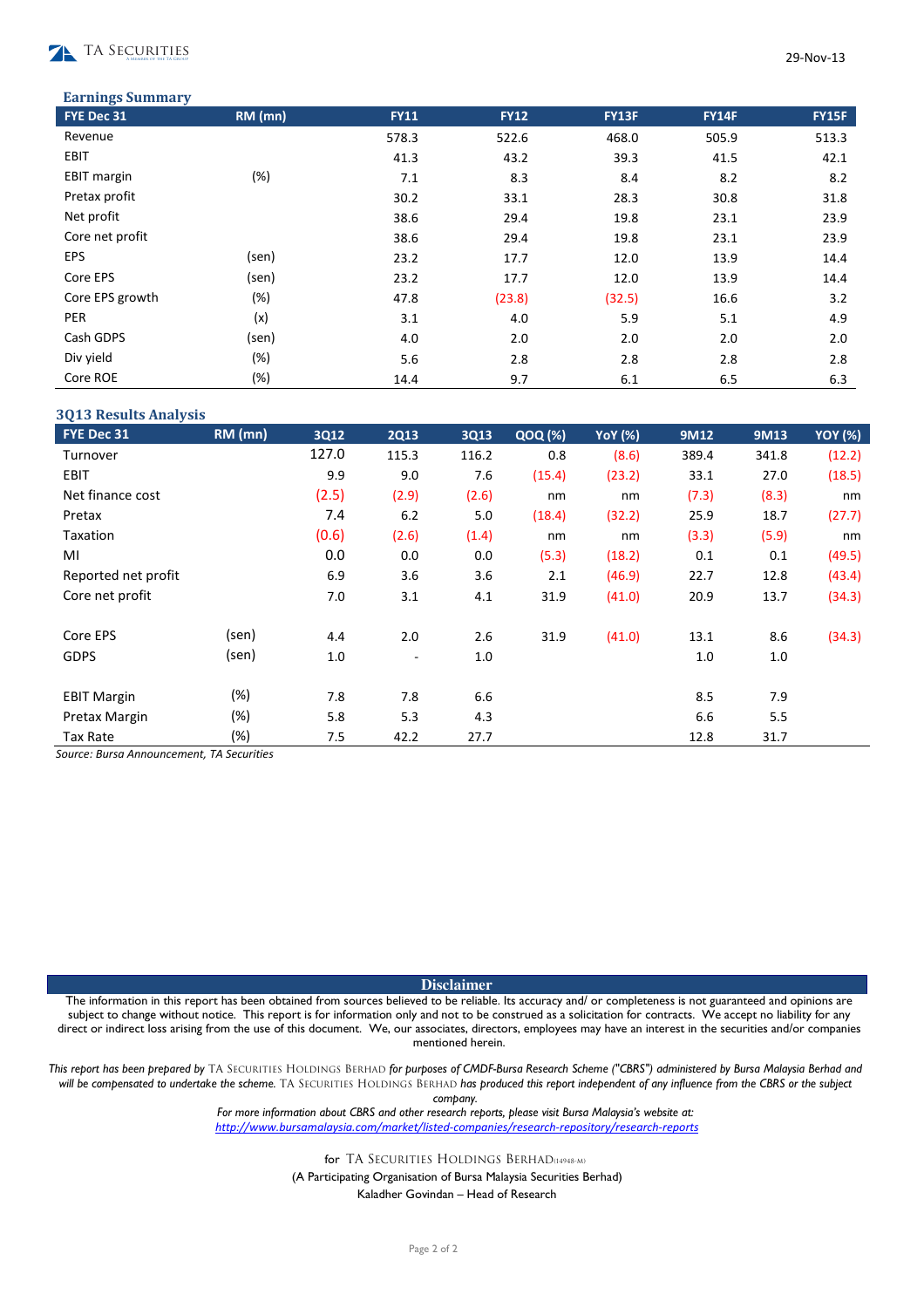### Earnings Summary

| FYE Dec 31 | RM (mn) | FY11 | FY12 | FY13F | FY14F | FY15F |
|---|---|---|---|---|---|---|
| Revenue | | 578.3 | 522.6 | 468.0 | 505.9 | 513.3 |
| EBIT | | 41.3 | 43.2 | 39.3 | 41.5 | 42.1 |
| EBIT margin | (%) | 7.1 | 8.3 | 8.4 | 8.2 | 8.2 |
| Pretax profit | | 30.2 | 33.1 | 28.3 | 30.8 | 31.8 |
| Net profit | | 38.6 | 29.4 | 19.8 | 23.1 | 23.9 |
| Core net profit | | 38.6 | 29.4 | 19.8 | 23.1 | 23.9 |
| EPS | (sen) | 23.2 | 17.7 | 12.0 | 13.9 | 14.4 |
| Core EPS | (sen) | 23.2 | 17.7 | 12.0 | 13.9 | 14.4 |
| Core EPS growth | (%) | 47.8 | (23.8) | (32.5) | 16.6 | 3.2 |
| PER | (x) | 3.1 | 4.0 | 5.9 | 5.1 | 4.9 |
| Cash GDPS | (sen) | 4.0 | 2.0 | 2.0 | 2.0 | 2.0 |
| Div yield | (%) | 5.6 | 2.8 | 2.8 | 2.8 | 2.8 |
| Core ROE | (%) | 14.4 | 9.7 | 6.1 | 6.5 | 6.3 |

### 3Q13 Results Analysis

| FYE Dec 31 | RM (mn) | 3Q12 | 2Q13 | 3Q13 | QOQ (%) | YoY (%) | 9M12 | 9M13 | YOY (%) |
|---|---|---|---|---|---|---|---|---|---|
| Turnover | | 127.0 | 115.3 | 116.2 | 0.8 | (8.6) | 389.4 | 341.8 | (12.2) |
| EBIT | | 9.9 | 9.0 | 7.6 | (15.4) | (23.2) | 33.1 | 27.0 | (18.5) |
| Net finance cost | | (2.5) | (2.9) | (2.6) | nm | nm | (7.3) | (8.3) | nm |
| Pretax | | 7.4 | 6.2 | 5.0 | (18.4) | (32.2) | 25.9 | 18.7 | (27.7) |
| Taxation | | (0.6) | (2.6) | (1.4) | nm | nm | (3.3) | (5.9) | nm |
| MI | | 0.0 | 0.0 | 0.0 | (5.3) | (18.2) | 0.1 | 0.1 | (49.5) |
| Reported net profit | | 6.9 | 3.6 | 3.6 | 2.1 | (46.9) | 22.7 | 12.8 | (43.4) |
| Core net profit | | 7.0 | 3.1 | 4.1 | 31.9 | (41.0) | 20.9 | 13.7 | (34.3) |
| | | | | | | | | | |
| Core EPS | (sen) | 4.4 | 2.0 | 2.6 | 31.9 | (41.0) | 13.1 | 8.6 | (34.3) |
| GDPS | (sen) | 1.0 | - | 1.0 | | | 1.0 | 1.0 | |
| | | | | | | | | | |
| EBIT Margin | (%) | 7.8 | 7.8 | 6.6 | | | 8.5 | 7.9 | |
| Pretax Margin | (%) | 5.8 | 5.3 | 4.3 | | | 6.6 | 5.5 | |
| Tax Rate | (%) | 7.5 | 42.2 | 27.7 | | | 12.8 | 31.7 | |

*Source: Bursa Announcement, TA Securities*

## Disclaimer

The information in this report has been obtained from sources believed to be reliable. Its accuracy and/ or completeness is not guaranteed and opinions are subject to change without notice. This report is for information only and not to be construed as a solicitation for contracts. We accept no liability for any direct or indirect loss arising from the use of this document. We, our associates, directors, employees may have an interest in the securities and/or companies mentioned herein.

*This report has been prepared by* TA SECURITIES HOLDINGS BERHAD *for purposes of CMDF-Bursa Research Scheme ("CBRS") administered by Bursa Malaysia Berhad and will be compensated to undertake the scheme.* TA SECURITIES HOLDINGS BERHAD *has produced this report independent of any influence from the CBRS or the subject company.*

*For more information about CBRS and other research reports, please visit Bursa Malaysia's website at:*
*http://www.bursamalaysia.com/market/listed-companies/research-repository/research-reports*

for TA SECURITIES HOLDINGS BERHAD(14948-M)

(A Participating Organisation of Bursa Malaysia Securities Berhad)

Kaladher Govindan – Head of Research